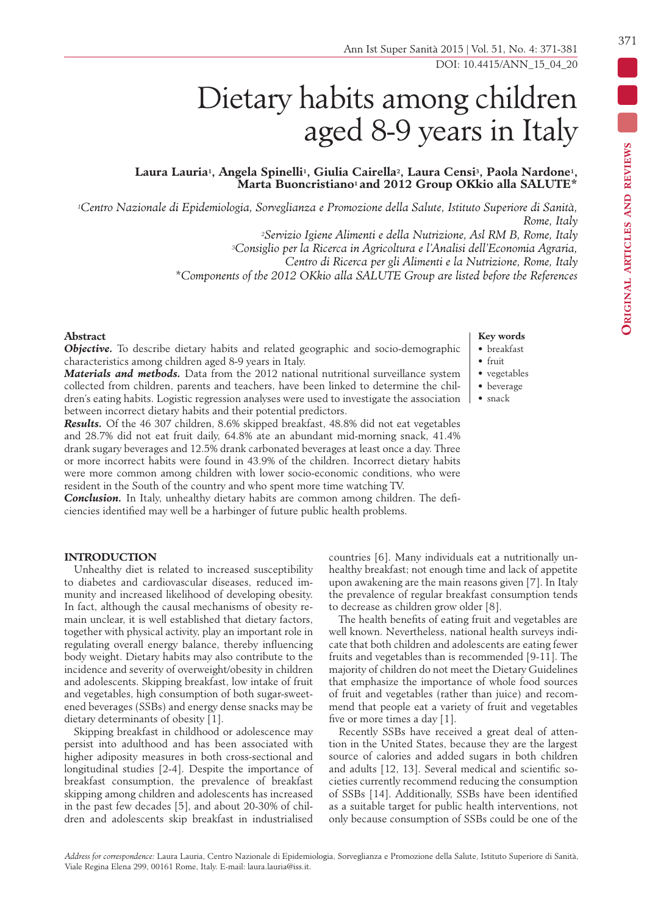# Dietary habits among children aged 8-9 years in Italy

**Laura Lauria[1], Angela Spinelli[1], Giulia Cairella[2], Laura Censi[3], Paola Nardone[1], Marta Buoncristiano[1] and 2012 Group OKkio alla SALUTE***

[1]*Centro Nazionale di Epidemiologia, Sorveglianza e Promozione della Salute, Istituto Superiore di Sanità, Rome, Italy*
[2]*Servizio Igiene Alimenti e della Nutrizione, Asl RM B, Rome, Italy*
[3]*Consiglio per la Ricerca in Agricoltura e l'Analisi dell'Economia Agraria, Centro di Ricerca per gli Alimenti e la Nutrizione, Rome, Italy*
**Components of the 2012 OKkio alla SALUTE Group are listed before the References*

## Abstract

***Objective.*** To describe dietary habits and related geographic and socio-demographic characteristics among children aged 8-9 years in Italy.

***Materials and methods.*** Data from the 2012 national nutritional surveillance system collected from children, parents and teachers, have been linked to determine the children's eating habits. Logistic regression analyses were used to investigate the association between incorrect dietary habits and their potential predictors.

***Results.*** Of the 46 307 children, 8.6% skipped breakfast, 48.8% did not eat vegetables and 28.7% did not eat fruit daily, 64.8% ate an abundant mid-morning snack, 41.4% drank sugary beverages and 12.5% drank carbonated beverages at least once a day. Three or more incorrect habits were found in 43.9% of the children. Incorrect dietary habits were more common among children with lower socio-economic conditions, who were resident in the South of the country and who spent more time watching TV.

***Conclusion.*** In Italy, unhealthy dietary habits are common among children. The deficiencies identified may well be a harbinger of future public health problems.

**Key words**
- breakfast
- fruit
- vegetables
- beverage
- snack

## INTRODUCTION

Unhealthy diet is related to increased susceptibility to diabetes and cardiovascular diseases, reduced immunity and increased likelihood of developing obesity. In fact, although the causal mechanisms of obesity remain unclear, it is well established that dietary factors, together with physical activity, play an important role in regulating overall energy balance, thereby influencing body weight. Dietary habits may also contribute to the incidence and severity of overweight/obesity in children and adolescents. Skipping breakfast, low intake of fruit and vegetables, high consumption of both sugar-sweetened beverages (SSBs) and energy dense snacks may be dietary determinants of obesity [1].

Skipping breakfast in childhood or adolescence may persist into adulthood and has been associated with higher adiposity measures in both cross-sectional and longitudinal studies [2-4]. Despite the importance of breakfast consumption, the prevalence of breakfast skipping among children and adolescents has increased in the past few decades [5], and about 20-30% of children and adolescents skip breakfast in industrialised countries [6]. Many individuals eat a nutritionally unhealthy breakfast; not enough time and lack of appetite upon awakening are the main reasons given [7]. In Italy the prevalence of regular breakfast consumption tends to decrease as children grow older [8].

The health benefits of eating fruit and vegetables are well known. Nevertheless, national health surveys indicate that both children and adolescents are eating fewer fruits and vegetables than is recommended [9-11]. The majority of children do not meet the Dietary Guidelines that emphasize the importance of whole food sources of fruit and vegetables (rather than juice) and recommend that people eat a variety of fruit and vegetables five or more times a day [1].

Recently SSBs have received a great deal of attention in the United States, because they are the largest source of calories and added sugars in both children and adults [12, 13]. Several medical and scientific societies currently recommend reducing the consumption of SSBs [14]. Additionally, SSBs have been identified as a suitable target for public health interventions, not only because consumption of SSBs could be one of the

*Address for correspondence:* Laura Lauria, Centro Nazionale di Epidemiologia, Sorveglianza e Promozione della Salute, Istituto Superiore di Sanità, Viale Regina Elena 299, 00161 Rome, Italy. E-mail: laura.lauria@iss.it.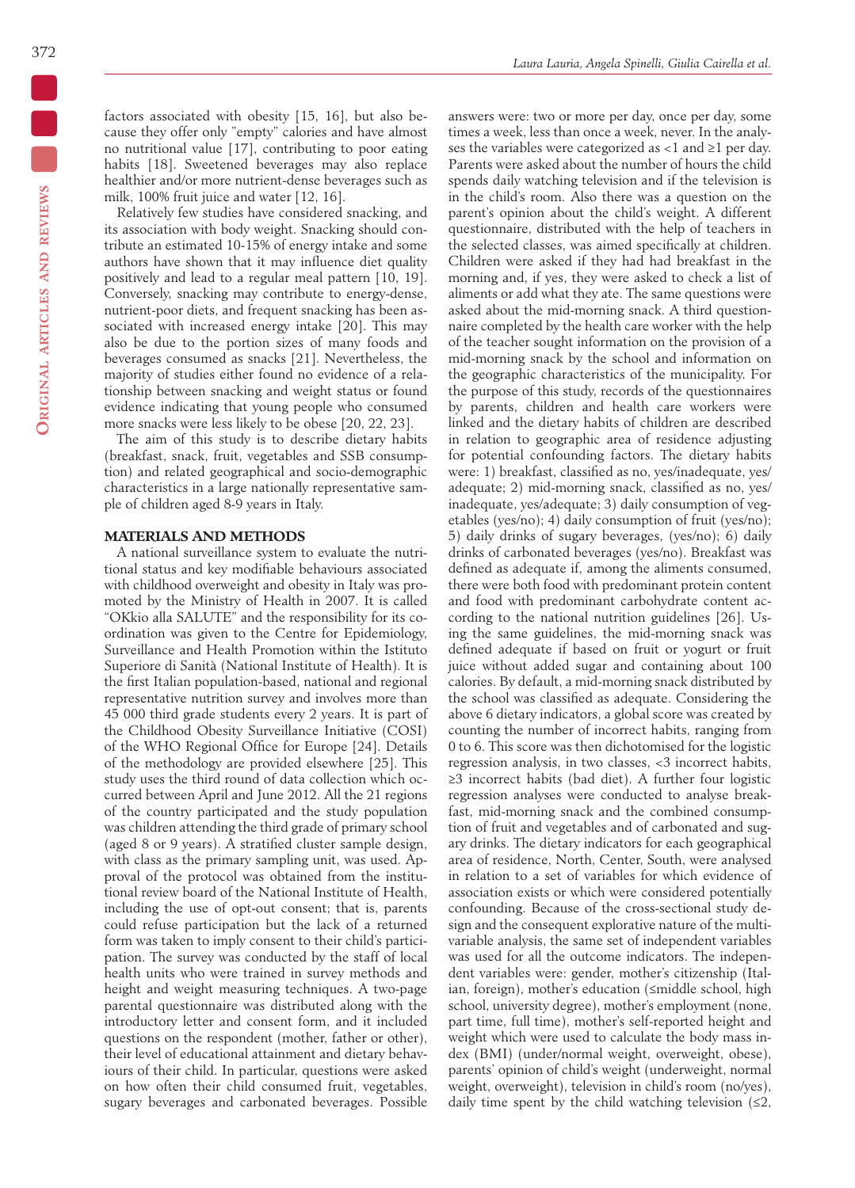factors associated with obesity [15, 16], but also because they offer only "empty" calories and have almost no nutritional value [17], contributing to poor eating habits [18]. Sweetened beverages may also replace healthier and/or more nutrient-dense beverages such as milk, 100% fruit juice and water [12, 16].

Relatively few studies have considered snacking, and its association with body weight. Snacking should contribute an estimated 10-15% of energy intake and some authors have shown that it may influence diet quality positively and lead to a regular meal pattern [10, 19]. Conversely, snacking may contribute to energy-dense, nutrient-poor diets, and frequent snacking has been associated with increased energy intake [20]. This may also be due to the portion sizes of many foods and beverages consumed as snacks [21]. Nevertheless, the majority of studies either found no evidence of a relationship between snacking and weight status or found evidence indicating that young people who consumed more snacks were less likely to be obese [20, 22, 23].

The aim of this study is to describe dietary habits (breakfast, snack, fruit, vegetables and SSB consumption) and related geographical and socio-demographic characteristics in a large nationally representative sample of children aged 8-9 years in Italy.

## MATERIALS AND METHODS

A national surveillance system to evaluate the nutritional status and key modifiable behaviours associated with childhood overweight and obesity in Italy was promoted by the Ministry of Health in 2007. It is called "OKkio alla SALUTE" and the responsibility for its coordination was given to the Centre for Epidemiology, Surveillance and Health Promotion within the Istituto Superiore di Sanità (National Institute of Health). It is the first Italian population-based, national and regional representative nutrition survey and involves more than 45 000 third grade students every 2 years. It is part of the Childhood Obesity Surveillance Initiative (COSI) of the WHO Regional Office for Europe [24]. Details of the methodology are provided elsewhere [25]. This study uses the third round of data collection which occurred between April and June 2012. All the 21 regions of the country participated and the study population was children attending the third grade of primary school (aged 8 or 9 years). A stratified cluster sample design, with class as the primary sampling unit, was used. Approval of the protocol was obtained from the institutional review board of the National Institute of Health, including the use of opt-out consent; that is, parents could refuse participation but the lack of a returned form was taken to imply consent to their child's participation. The survey was conducted by the staff of local health units who were trained in survey methods and height and weight measuring techniques. A two-page parental questionnaire was distributed along with the introductory letter and consent form, and it included questions on the respondent (mother, father or other), their level of educational attainment and dietary behaviours of their child. In particular, questions were asked on how often their child consumed fruit, vegetables, sugary beverages and carbonated beverages. Possible answers were: two or more per day, once per day, some times a week, less than once a week, never. In the analyses the variables were categorized as <1 and ≥1 per day. Parents were asked about the number of hours the child spends daily watching television and if the television is in the child's room. Also there was a question on the parent's opinion about the child's weight. A different questionnaire, distributed with the help of teachers in the selected classes, was aimed specifically at children. Children were asked if they had had breakfast in the morning and, if yes, they were asked to check a list of aliments or add what they ate. The same questions were asked about the mid-morning snack. A third questionnaire completed by the health care worker with the help of the teacher sought information on the provision of a mid-morning snack by the school and information on the geographic characteristics of the municipality. For the purpose of this study, records of the questionnaires by parents, children and health care workers were linked and the dietary habits of children are described in relation to geographic area of residence adjusting for potential confounding factors. The dietary habits were: 1) breakfast, classified as no, yes/inadequate, yes/adequate; 2) mid-morning snack, classified as no, yes/inadequate, yes/adequate; 3) daily consumption of vegetables (yes/no); 4) daily consumption of fruit (yes/no); 5) daily drinks of sugary beverages (yes/no); 6) daily drinks of carbonated beverages (yes/no). Breakfast was defined as adequate if, among the aliments consumed, there were both food with predominant protein content and food with predominant carbohydrate content according to the national nutrition guidelines [26]. Using the same guidelines, the mid-morning snack was defined adequate if based on fruit or yogurt or fruit juice without added sugar and containing about 100 calories. By default, a mid-morning snack distributed by the school was classified as adequate. Considering the above 6 dietary indicators, a global score was created by counting the number of incorrect habits, ranging from 0 to 6. This score was then dichotomised for the logistic regression analysis, in two classes, <3 incorrect habits, ≥3 incorrect habits (bad diet). A further four logistic regression analyses were conducted to analyse breakfast, mid-morning snack and the combined consumption of fruit and vegetables and of carbonated and sugary drinks. The dietary indicators for each geographical area of residence, North, Center, South, were analysed in relation to a set of variables for which evidence of association exists or which were considered potentially confounding. Because of the cross-sectional study design and the consequent explorative nature of the multivariable analysis, the same set of independent variables was used for all the outcome indicators. The independent variables were: gender, mother's citizenship (Italian, foreign), mother's education (≤middle school, high school, university degree), mother's employment (none, part time, full time), mother's self-reported height and weight which were used to calculate the body mass index (BMI) (under/normal weight, overweight, obese), parents' opinion of child's weight (underweight, normal weight, overweight), television in child's room (no/yes), daily time spent by the child watching television (≤2,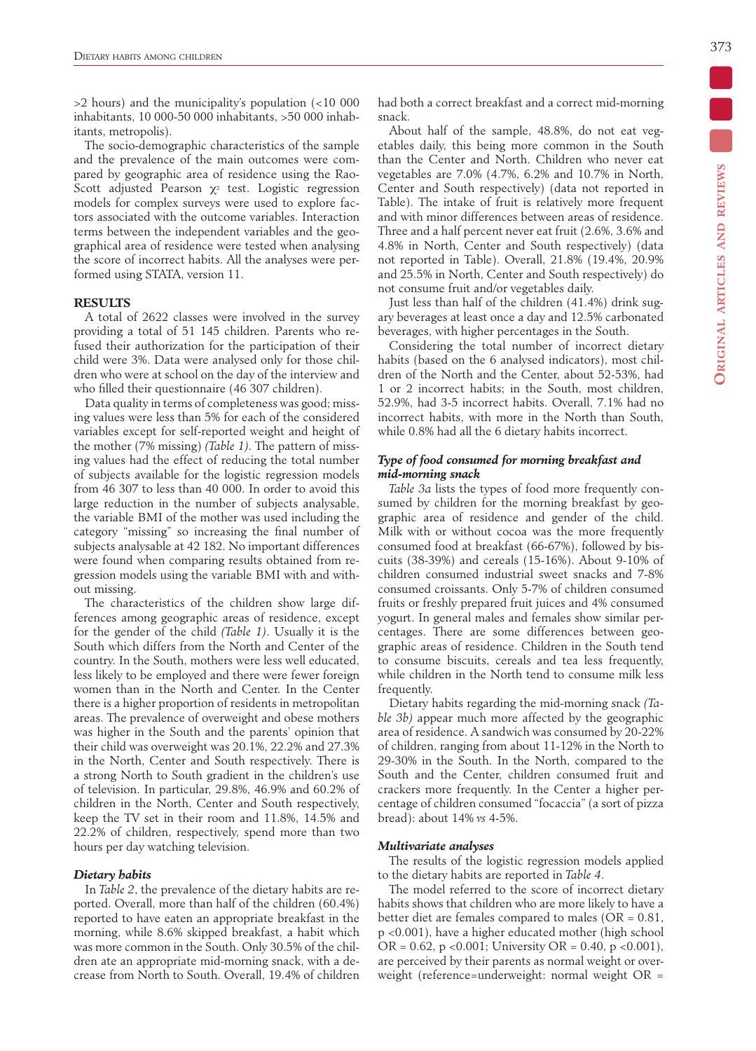>2 hours) and the municipality's population (<10 000 inhabitants, 10 000-50 000 inhabitants, >50 000 inhabitants, metropolis).

The socio-demographic characteristics of the sample and the prevalence of the main outcomes were compared by geographic area of residence using the Rao-Scott adjusted Pearson $\chi^2$ test. Logistic regression models for complex surveys were used to explore factors associated with the outcome variables. Interaction terms between the independent variables and the geographical area of residence were tested when analysing the score of incorrect habits. All the analyses were performed using STATA, version 11.

## RESULTS

A total of 2622 classes were involved in the survey providing a total of 51 145 children. Parents who refused their authorization for the participation of their child were 3%. Data were analysed only for those children who were at school on the day of the interview and who filled their questionnaire (46 307 children).

Data quality in terms of completeness was good; missing values were less than 5% for each of the considered variables except for self-reported weight and height of the mother (7% missing) *(Table 1)*. The pattern of missing values had the effect of reducing the total number of subjects available for the logistic regression models from 46 307 to less than 40 000. In order to avoid this large reduction in the number of subjects analysable, the variable BMI of the mother was used including the category "missing" so increasing the final number of subjects analysable at 42 182. No important differences were found when comparing results obtained from regression models using the variable BMI with and without missing.

The characteristics of the children show large differences among geographic areas of residence, except for the gender of the child *(Table 1)*. Usually it is the South which differs from the North and Center of the country. In the South, mothers were less well educated, less likely to be employed and there were fewer foreign women than in the North and Center. In the Center there is a higher proportion of residents in metropolitan areas. The prevalence of overweight and obese mothers was higher in the South and the parents' opinion that their child was overweight was 20.1%, 22.2% and 27.3% in the North, Center and South respectively. There is a strong North to South gradient in the children's use of television. In particular, 29.8%, 46.9% and 60.2% of children in the North, Center and South respectively, keep the TV set in their room and 11.8%, 14.5% and 22.2% of children, respectively, spend more than two hours per day watching television.

### *Dietary habits*

In *Table 2*, the prevalence of the dietary habits are reported. Overall, more than half of the children (60.4%) reported to have eaten an appropriate breakfast in the morning, while 8.6% skipped breakfast, a habit which was more common in the South. Only 30.5% of the children ate an appropriate mid-morning snack, with a decrease from North to South. Overall, 19.4% of children had both a correct breakfast and a correct mid-morning snack.

About half of the sample, 48.8%, do not eat vegetables daily, this being more common in the South than the Center and North. Children who never eat vegetables are 7.0% (4.7%, 6.2% and 10.7% in North, Center and South respectively) (data not reported in Table). The intake of fruit is relatively more frequent and with minor differences between areas of residence. Three and a half percent never eat fruit (2.6%, 3.6% and 4.8% in North, Center and South respectively) (data not reported in Table). Overall, 21.8% (19.4%, 20.9% and 25.5% in North, Center and South respectively) do not consume fruit and/or vegetables daily.

Just less than half of the children (41.4%) drink sugary beverages at least once a day and 12.5% carbonated beverages, with higher percentages in the South.

Considering the total number of incorrect dietary habits (based on the 6 analysed indicators), most children of the North and the Center, about 52-53%, had 1 or 2 incorrect habits; in the South, most children, 52.9%, had 3-5 incorrect habits. Overall, 7.1% had no incorrect habits, with more in the North than South, while 0.8% had all the 6 dietary habits incorrect.

### *Type of food consumed for morning breakfast and mid-morning snack*

*Table 3a* lists the types of food more frequently consumed by children for the morning breakfast by geographic area of residence and gender of the child. Milk with or without cocoa was the more frequently consumed food at breakfast (66-67%), followed by biscuits (38-39%) and cereals (15-16%). About 9-10% of children consumed industrial sweet snacks and 7-8% consumed croissants. Only 5-7% of children consumed fruits or freshly prepared fruit juices and 4% consumed yogurt. In general males and females show similar percentages. There are some differences between geographic areas of residence. Children in the South tend to consume biscuits, cereals and tea less frequently, while children in the North tend to consume milk less frequently.

Dietary habits regarding the mid-morning snack *(Table 3b)* appear much more affected by the geographic area of residence. A sandwich was consumed by 20-22% of children, ranging from about 11-12% in the North to 29-30% in the South. In the North, compared to the South and the Center, children consumed fruit and crackers more frequently. In the Center a higher percentage of children consumed "focaccia" (a sort of pizza bread): about 14% *vs* 4-5%.

### *Multivariate analyses*

The results of the logistic regression models applied to the dietary habits are reported in *Table 4*.

The model referred to the score of incorrect dietary habits shows that children who are more likely to have a better diet are females compared to males (OR = 0.81, $p <0.001$), have a higher educated mother (high school OR = 0.62, $p <0.001$; University OR = 0.40, $p <0.001$), are perceived by their parents as normal weight or overweight (reference=underweight: normal weight OR =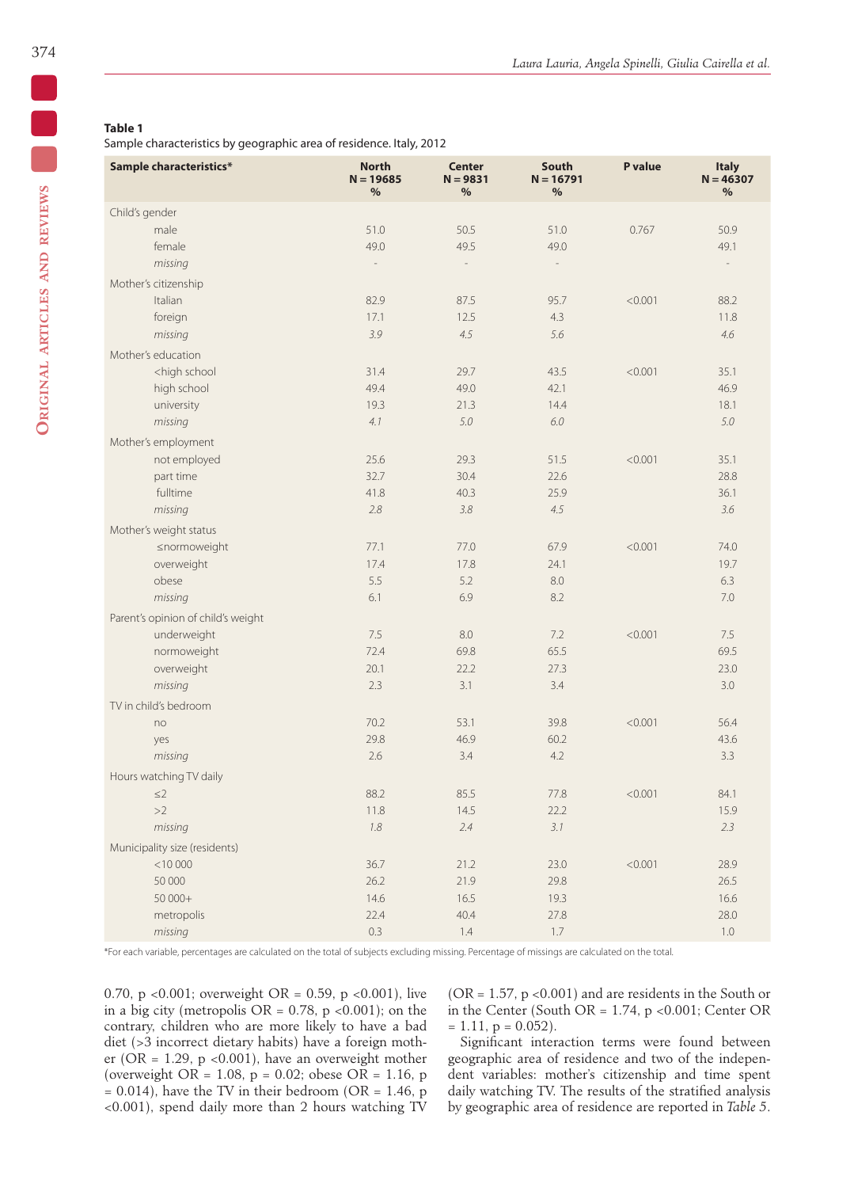**Table 1**
Sample characteristics by geographic area of residence. Italy, 2012

| Sample characteristics* | North N = 19685 % | Center N = 9831 % | South N = 16791 % | P value | Italy N = 46307 % |
|---|---|---|---|---|---|
| Child's gender | | | | | |
| male | 51.0 | 50.5 | 51.0 | 0.767 | 50.9 |
| female | 49.0 | 49.5 | 49.0 | | 49.1 |
| *missing* | - | - | - | | - |
| Mother's citizenship | | | | | |
| Italian | 82.9 | 87.5 | 95.7 | <0.001 | 88.2 |
| foreign | 17.1 | 12.5 | 4.3 | | 11.8 |
| *missing* | *3.9* | *4.5* | *5.6* | | *4.6* |
| Mother's education | | | | | |
| <high school | 31.4 | 29.7 | 43.5 | <0.001 | 35.1 |
| high school | 49.4 | 49.0 | 42.1 | | 46.9 |
| university | 19.3 | 21.3 | 14.4 | | 18.1 |
| *missing* | *4.1* | *5.0* | *6.0* | | *5.0* |
| Mother's employment | | | | | |
| not employed | 25.6 | 29.3 | 51.5 | <0.001 | 35.1 |
| part time | 32.7 | 30.4 | 22.6 | | 28.8 |
| fulltime | 41.8 | 40.3 | 25.9 | | 36.1 |
| *missing* | *2.8* | *3.8* | *4.5* | | *3.6* |
| Mother's weight status | | | | | |
| ≤normoweight | 77.1 | 77.0 | 67.9 | <0.001 | 74.0 |
| overweight | 17.4 | 17.8 | 24.1 | | 19.7 |
| obese | 5.5 | 5.2 | 8.0 | | 6.3 |
| *missing* | 6.1 | 6.9 | 8.2 | | 7.0 |
| Parent's opinion of child's weight | | | | | |
| underweight | 7.5 | 8.0 | 7.2 | <0.001 | 7.5 |
| normoweight | 72.4 | 69.8 | 65.5 | | 69.5 |
| overweight | 20.1 | 22.2 | 27.3 | | 23.0 |
| *missing* | 2.3 | 3.1 | 3.4 | | 3.0 |
| TV in child's bedroom | | | | | |
| no | 70.2 | 53.1 | 39.8 | <0.001 | 56.4 |
| yes | 29.8 | 46.9 | 60.2 | | 43.6 |
| *missing* | 2.6 | 3.4 | 4.2 | | 3.3 |
| Hours watching TV daily | | | | | |
| ≤2 | 88.2 | 85.5 | 77.8 | <0.001 | 84.1 |
| >2 | 11.8 | 14.5 | 22.2 | | 15.9 |
| *missing* | *1.8* | *2.4* | *3.1* | | *2.3* |
| Municipality size (residents) | | | | | |
| <10 000 | 36.7 | 21.2 | 23.0 | <0.001 | 28.9 |
| 50 000 | 26.2 | 21.9 | 29.8 | | 26.5 |
| 50 000+ | 14.6 | 16.5 | 19.3 | | 16.6 |
| metropolis | 22.4 | 40.4 | 27.8 | | 28.0 |
| *missing* | 0.3 | 1.4 | 1.7 | | 1.0 |

*For each variable, percentages are calculated on the total of subjects excluding missing. Percentage of missings are calculated on the total.

0.70, p <0.001; overweight OR = 0.59, p <0.001), live in a big city (metropolis OR = 0.78, p <0.001); on the contrary, children who are more likely to have a bad diet (>3 incorrect dietary habits) have a foreign mother (OR = 1.29, p <0.001), have an overweight mother (overweight OR = 1.08, p = 0.02; obese OR = 1.16, p = 0.014), have the TV in their bedroom (OR = 1.46, p <0.001), spend daily more than 2 hours watching TV (OR = 1.57, p <0.001) and are residents in the South or in the Center (South OR = 1.74, p <0.001; Center OR = 1.11, p = 0.052).

Significant interaction terms were found between geographic area of residence and two of the independent variables: mother's citizenship and time spent daily watching TV. The results of the stratified analysis by geographic area of residence are reported in *Table 5*.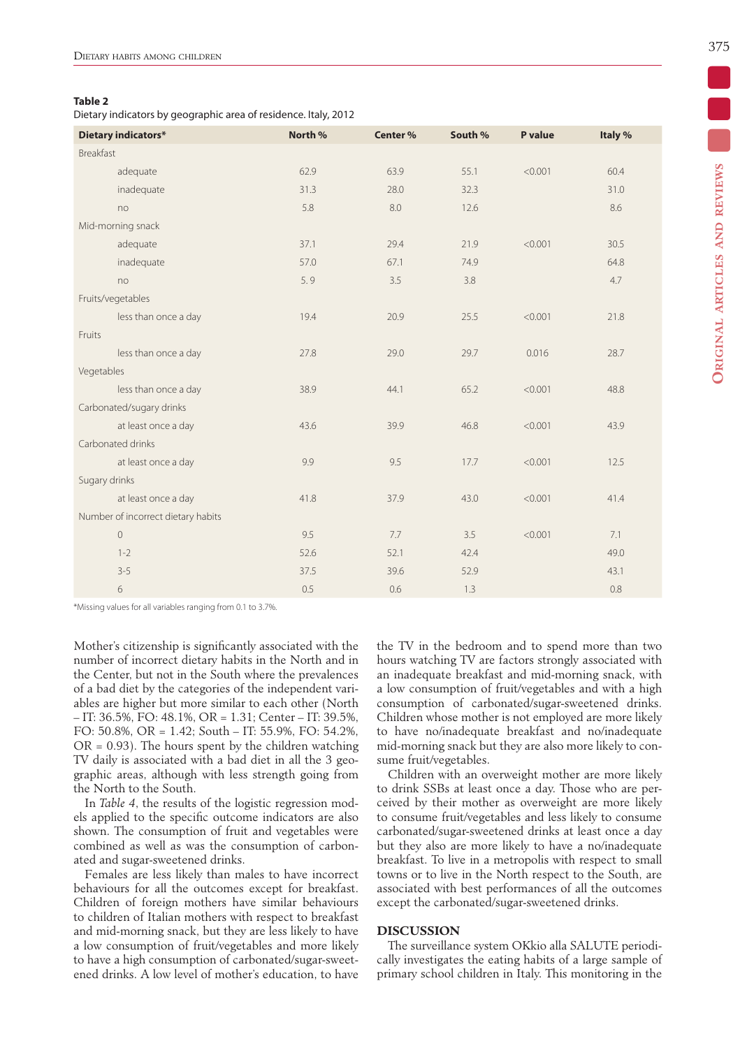**Table 2**
Dietary indicators by geographic area of residence. Italy, 2012

| Dietary indicators* | North % | Center % | South % | P value | Italy % |
|---|---|---|---|---|---|
| Breakfast | | | | | |
| adequate | 62.9 | 63.9 | 55.1 | <0.001 | 60.4 |
| inadequate | 31.3 | 28.0 | 32.3 | | 31.0 |
| no | 5.8 | 8.0 | 12.6 | | 8.6 |
| Mid-morning snack | | | | | |
| adequate | 37.1 | 29.4 | 21.9 | <0.001 | 30.5 |
| inadequate | 57.0 | 67.1 | 74.9 | | 64.8 |
| no | 5. 9 | 3.5 | 3.8 | | 4.7 |
| Fruits/vegetables | | | | | |
| less than once a day | 19.4 | 20.9 | 25.5 | <0.001 | 21.8 |
| Fruits | | | | | |
| less than once a day | 27.8 | 29.0 | 29.7 | 0.016 | 28.7 |
| Vegetables | | | | | |
| less than once a day | 38.9 | 44.1 | 65.2 | <0.001 | 48.8 |
| Carbonated/sugary drinks | | | | | |
| at least once a day | 43.6 | 39.9 | 46.8 | <0.001 | 43.9 |
| Carbonated drinks | | | | | |
| at least once a day | 9.9 | 9.5 | 17.7 | <0.001 | 12.5 |
| Sugary drinks | | | | | |
| at least once a day | 41.8 | 37.9 | 43.0 | <0.001 | 41.4 |
| Number of incorrect dietary habits | | | | | |
| 0 | 9.5 | 7.7 | 3.5 | <0.001 | 7.1 |
| 1-2 | 52.6 | 52.1 | 42.4 | | 49.0 |
| 3-5 | 37.5 | 39.6 | 52.9 | | 43.1 |
| 6 | 0.5 | 0.6 | 1.3 | | 0.8 |

*Missing values for all variables ranging from 0.1 to 3.7%.

Mother's citizenship is significantly associated with the number of incorrect dietary habits in the North and in the Center, but not in the South where the prevalences of a bad diet by the categories of the independent variables are higher but more similar to each other (North – IT: 36.5%, FO: 48.1%, OR = 1.31; Center – IT: 39.5%, FO: 50.8%, OR = 1.42; South – IT: 55.9%, FO: 54.2%, OR = 0.93). The hours spent by the children watching TV daily is associated with a bad diet in all the 3 geographic areas, although with less strength going from the North to the South.

In *Table 4*, the results of the logistic regression models applied to the specific outcome indicators are also shown. The consumption of fruit and vegetables were combined as well as was the consumption of carbonated and sugar-sweetened drinks.

Females are less likely than males to have incorrect behaviours for all the outcomes except for breakfast. Children of foreign mothers have similar behaviours to children of Italian mothers with respect to breakfast and mid-morning snack, but they are less likely to have a low consumption of fruit/vegetables and more likely to have a high consumption of carbonated/sugar-sweetened drinks. A low level of mother's education, to have the TV in the bedroom and to spend more than two hours watching TV are factors strongly associated with an inadequate breakfast and mid-morning snack, with a low consumption of fruit/vegetables and with a high consumption of carbonated/sugar-sweetened drinks. Children whose mother is not employed are more likely to have no/inadequate breakfast and no/inadequate mid-morning snack but they are also more likely to consume fruit/vegetables.

Children with an overweight mother are more likely to drink SSBs at least once a day. Those who are perceived by their mother as overweight are more likely to consume fruit/vegetables and less likely to consume carbonated/sugar-sweetened drinks at least once a day but they also are more likely to have a no/inadequate breakfast. To live in a metropolis with respect to small towns or to live in the North respect to the South, are associated with best performances of all the outcomes except the carbonated/sugar-sweetened drinks.

## DISCUSSION

The surveillance system OKkio alla SALUTE periodically investigates the eating habits of a large sample of primary school children in Italy. This monitoring in the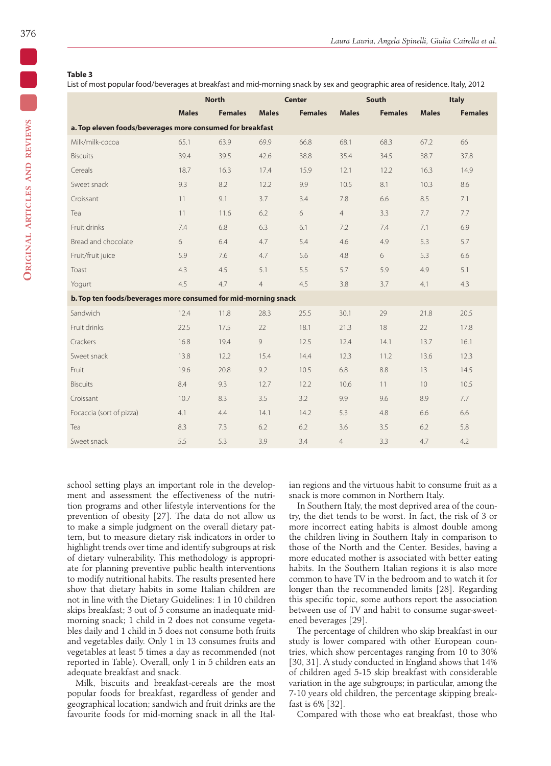**Table 3**
List of most popular food/beverages at breakfast and mid-morning snack by sex and geographic area of residence. Italy, 2012

| | North | | Center | | South | | Italy | |
|---|---|---|---|---|---|---|---|---|
| | Males | Females | Males | Females | Males | Females | Males | Females |
| **a. Top eleven foods/beverages more consumed for breakfast** | | | | | | | | |
| Milk/milk-cocoa | 65.1 | 63.9 | 69.9 | 66.8 | 68.1 | 68.3 | 67.2 | 66 |
| Biscuits | 39.4 | 39.5 | 42.6 | 38.8 | 35.4 | 34.5 | 38.7 | 37.8 |
| Cereals | 18.7 | 16.3 | 17.4 | 15.9 | 12.1 | 12.2 | 16.3 | 14.9 |
| Sweet snack | 9.3 | 8.2 | 12.2 | 9.9 | 10.5 | 8.1 | 10.3 | 8.6 |
| Croissant | 11 | 9.1 | 3.7 | 3.4 | 7.8 | 6.6 | 8.5 | 7.1 |
| Tea | 11 | 11.6 | 6.2 | 6 | 4 | 3.3 | 7.7 | 7.7 |
| Fruit drinks | 7.4 | 6.8 | 6.3 | 6.1 | 7.2 | 7.4 | 7.1 | 6.9 |
| Bread and chocolate | 6 | 6.4 | 4.7 | 5.4 | 4.6 | 4.9 | 5.3 | 5.7 |
| Fruit/fruit juice | 5.9 | 7.6 | 4.7 | 5.6 | 4.8 | 6 | 5.3 | 6.6 |
| Toast | 4.3 | 4.5 | 5.1 | 5.5 | 5.7 | 5.9 | 4.9 | 5.1 |
| Yogurt | 4.5 | 4.7 | 4 | 4.5 | 3.8 | 3.7 | 4.1 | 4.3 |
| **b. Top ten foods/beverages more consumed for mid-morning snack** | | | | | | | | |
| Sandwich | 12.4 | 11.8 | 28.3 | 25.5 | 30.1 | 29 | 21.8 | 20.5 |
| Fruit drinks | 22.5 | 17.5 | 22 | 18.1 | 21.3 | 18 | 22 | 17.8 |
| Crackers | 16.8 | 19.4 | 9 | 12.5 | 12.4 | 14.1 | 13.7 | 16.1 |
| Sweet snack | 13.8 | 12.2 | 15.4 | 14.4 | 12.3 | 11.2 | 13.6 | 12.3 |
| Fruit | 19.6 | 20.8 | 9.2 | 10.5 | 6.8 | 8.8 | 13 | 14.5 |
| Biscuits | 8.4 | 9.3 | 12.7 | 12.2 | 10.6 | 11 | 10 | 10.5 |
| Croissant | 10.7 | 8.3 | 3.5 | 3.2 | 9.9 | 9.6 | 8.9 | 7.7 |
| Focaccia (sort of pizza) | 4.1 | 4.4 | 14.1 | 14.2 | 5.3 | 4.8 | 6.6 | 6.6 |
| Tea | 8.3 | 7.3 | 6.2 | 6.2 | 3.6 | 3.5 | 6.2 | 5.8 |
| Sweet snack | 5.5 | 5.3 | 3.9 | 3.4 | 4 | 3.3 | 4.7 | 4.2 |

school setting plays an important role in the development and assessment the effectiveness of the nutrition programs and other lifestyle interventions for the prevention of obesity [27]. The data do not allow us to make a simple judgment on the overall dietary pattern, but to measure dietary risk indicators in order to highlight trends over time and identify subgroups at risk of dietary vulnerability. This methodology is appropriate for planning preventive public health interventions to modify nutritional habits. The results presented here show that dietary habits in some Italian children are not in line with the Dietary Guidelines: 1 in 10 children skips breakfast; 3 out of 5 consume an inadequate mid-morning snack; 1 child in 2 does not consume vegetables daily and 1 child in 5 does not consume both fruits and vegetables daily. Only 1 in 13 consumes fruits and vegetables at least 5 times a day as recommended (not reported in Table). Overall, only 1 in 5 children eats an adequate breakfast and snack.

Milk, biscuits and breakfast-cereals are the most popular foods for breakfast, regardless of gender and geographical location; sandwich and fruit drinks are the favourite foods for mid-morning snack in all the Italian regions and the virtuous habit to consume fruit as a snack is more common in Northern Italy.

In Southern Italy, the most deprived area of the country, the diet tends to be worst. In fact, the risk of 3 or more incorrect eating habits is almost double among the children living in Southern Italy in comparison to those of the North and the Center. Besides, having a more educated mother is associated with better eating habits. In the Southern Italian regions it is also more common to have TV in the bedroom and to watch it for longer than the recommended limits [28]. Regarding this specific topic, some authors report the association between use of TV and habit to consume sugar-sweetened beverages [29].

The percentage of children who skip breakfast in our study is lower compared with other European countries, which show percentages ranging from 10 to 30% [30, 31]. A study conducted in England shows that 14% of children aged 5-15 skip breakfast with considerable variation in the age subgroups; in particular, among the 7-10 years old children, the percentage skipping breakfast is 6% [32].

Compared with those who eat breakfast, those who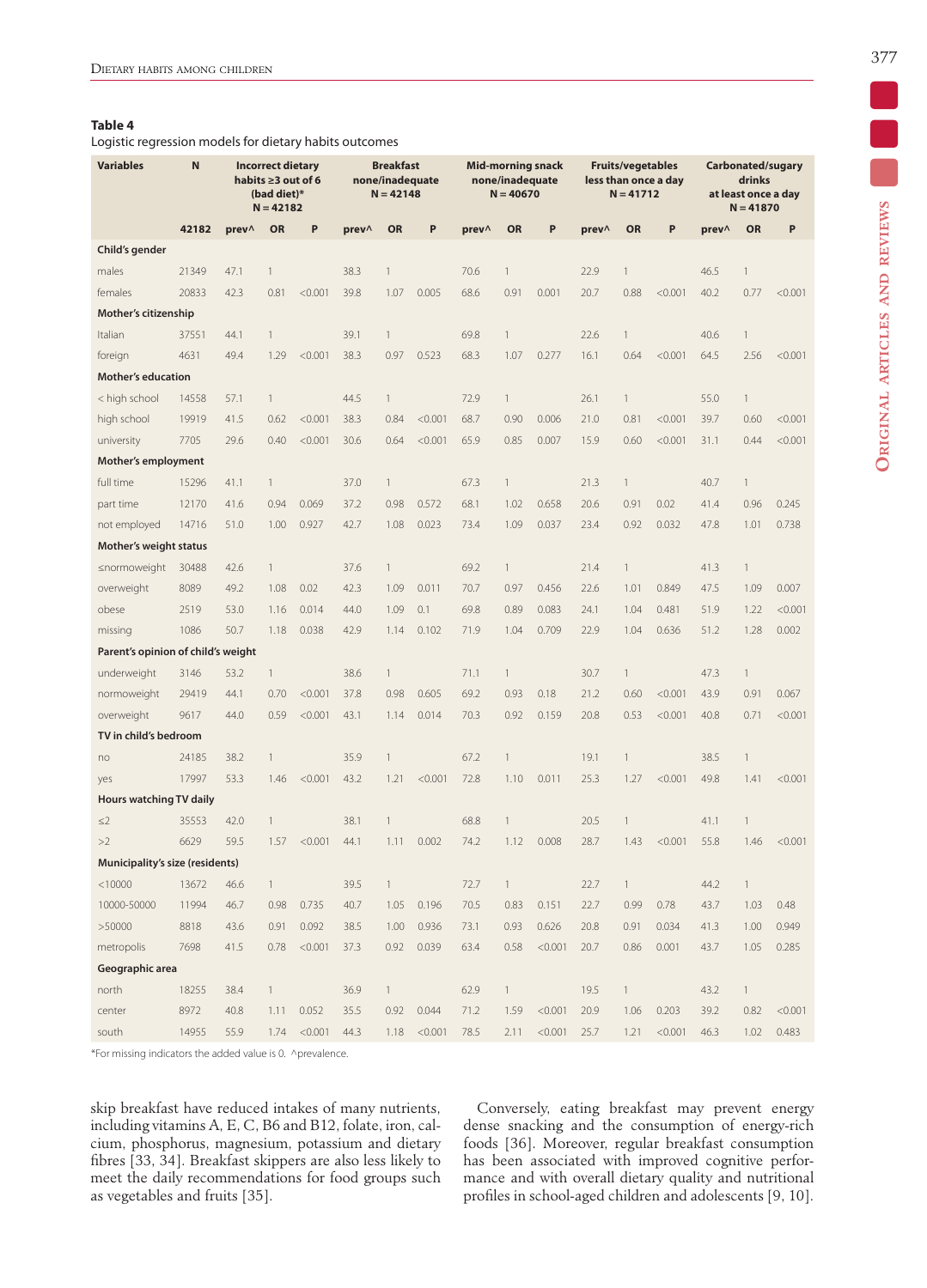**Table 4**
Logistic regression models for dietary habits outcomes

| Variables | N | Incorrect dietary habits ≥3 out of 6 (bad diet)* N = 42182 | | | Breakfast none/inadequate N = 42148 | | | Mid-morning snack none/inadequate N = 40670 | | | Fruits/vegetables less than once a day N = 41712 | | | Carbonated/sugary drinks at least once a day N = 41870 | | |
|---|---|---|---|---|---|---|---|---|---|---|---|---|---|---|---|---|
| | 42182 | prev^ | OR | P | prev^ | OR | P | prev^ | OR | P | prev^ | OR | P | prev^ | OR | P |
| **Child's gender** | | | | | | | | | | | | | | | | |
| males | 21349 | 47.1 | 1 | | 38.3 | 1 | | 70.6 | 1 | | 22.9 | 1 | | 46.5 | 1 | |
| females | 20833 | 42.3 | 0.81 | <0.001 | 39.8 | 1.07 | 0.005 | 68.6 | 0.91 | 0.001 | 20.7 | 0.88 | <0.001 | 40.2 | 0.77 | <0.001 |
| **Mother's citizenship** | | | | | | | | | | | | | | | | |
| Italian | 37551 | 44.1 | 1 | | 39.1 | 1 | | 69.8 | 1 | | 22.6 | 1 | | 40.6 | 1 | |
| foreign | 4631 | 49.4 | 1.29 | <0.001 | 38.3 | 0.97 | 0.523 | 68.3 | 1.07 | 0.277 | 16.1 | 0.64 | <0.001 | 64.5 | 2.56 | <0.001 |
| **Mother's education** | | | | | | | | | | | | | | | | |
| < high school | 14558 | 57.1 | 1 | | 44.5 | 1 | | 72.9 | 1 | | 26.1 | 1 | | 55.0 | 1 | |
| high school | 19919 | 41.5 | 0.62 | <0.001 | 38.3 | 0.84 | <0.001 | 68.7 | 0.90 | 0.006 | 21.0 | 0.81 | <0.001 | 39.7 | 0.60 | <0.001 |
| university | 7705 | 29.6 | 0.40 | <0.001 | 30.6 | 0.64 | <0.001 | 65.9 | 0.85 | 0.007 | 15.9 | 0.60 | <0.001 | 31.1 | 0.44 | <0.001 |
| **Mother's employment** | | | | | | | | | | | | | | | | |
| full time | 15296 | 41.1 | 1 | | 37.0 | 1 | | 67.3 | 1 | | 21.3 | 1 | | 40.7 | 1 | |
| part time | 12170 | 41.6 | 0.94 | 0.069 | 37.2 | 0.98 | 0.572 | 68.1 | 1.02 | 0.658 | 20.6 | 0.91 | 0.02 | 41.4 | 0.96 | 0.245 |
| not employed | 14716 | 51.0 | 1.00 | 0.927 | 42.7 | 1.08 | 0.023 | 73.4 | 1.09 | 0.037 | 23.4 | 0.92 | 0.032 | 47.8 | 1.01 | 0.738 |
| **Mother's weight status** | | | | | | | | | | | | | | | | |
| ≤normoweight | 30488 | 42.6 | 1 | | 37.6 | 1 | | 69.2 | 1 | | 21.4 | 1 | | 41.3 | 1 | |
| overweight | 8089 | 49.2 | 1.08 | 0.02 | 42.3 | 1.09 | 0.011 | 70.7 | 0.97 | 0.456 | 22.6 | 1.01 | 0.849 | 47.5 | 1.09 | 0.007 |
| obese | 2519 | 53.0 | 1.16 | 0.014 | 44.0 | 1.09 | 0.1 | 69.8 | 0.89 | 0.083 | 24.1 | 1.04 | 0.481 | 51.9 | 1.22 | <0.001 |
| missing | 1086 | 50.7 | 1.18 | 0.038 | 42.9 | 1.14 | 0.102 | 71.9 | 1.04 | 0.709 | 22.9 | 1.04 | 0.636 | 51.2 | 1.28 | 0.002 |
| **Parent's opinion of child's weight** | | | | | | | | | | | | | | | | |
| underweight | 3146 | 53.2 | 1 | | 38.6 | 1 | | 71.1 | 1 | | 30.7 | 1 | | 47.3 | 1 | |
| normoweight | 29419 | 44.1 | 0.70 | <0.001 | 37.8 | 0.98 | 0.605 | 69.2 | 0.93 | 0.18 | 21.2 | 0.60 | <0.001 | 43.9 | 0.91 | 0.067 |
| overweight | 9617 | 44.0 | 0.59 | <0.001 | 43.1 | 1.14 | 0.014 | 70.3 | 0.92 | 0.159 | 20.8 | 0.53 | <0.001 | 40.8 | 0.71 | <0.001 |
| **TV in child's bedroom** | | | | | | | | | | | | | | | | |
| no | 24185 | 38.2 | 1 | | 35.9 | 1 | | 67.2 | 1 | | 19.1 | 1 | | 38.5 | 1 | |
| yes | 17997 | 53.3 | 1.46 | <0.001 | 43.2 | 1.21 | <0.001 | 72.8 | 1.10 | 0.011 | 25.3 | 1.27 | <0.001 | 49.8 | 1.41 | <0.001 |
| **Hours watching TV daily** | | | | | | | | | | | | | | | | |
| ≤2 | 35553 | 42.0 | 1 | | 38.1 | 1 | | 68.8 | 1 | | 20.5 | 1 | | 41.1 | 1 | |
| >2 | 6629 | 59.5 | 1.57 | <0.001 | 44.1 | 1.11 | 0.002 | 74.2 | 1.12 | 0.008 | 28.7 | 1.43 | <0.001 | 55.8 | 1.46 | <0.001 |
| **Municipality's size (residents)** | | | | | | | | | | | | | | | | |
| <10000 | 13672 | 46.6 | 1 | | 39.5 | 1 | | 72.7 | 1 | | 22.7 | 1 | | 44.2 | 1 | |
| 10000-50000 | 11994 | 46.7 | 0.98 | 0.735 | 40.7 | 1.05 | 0.196 | 70.5 | 0.83 | 0.151 | 22.7 | 0.99 | 0.78 | 43.7 | 1.03 | 0.48 |
| >50000 | 8818 | 43.6 | 0.91 | 0.092 | 38.5 | 1.00 | 0.936 | 73.1 | 0.93 | 0.626 | 20.8 | 0.91 | 0.034 | 41.3 | 1.00 | 0.949 |
| metropolis | 7698 | 41.5 | 0.78 | <0.001 | 37.3 | 0.92 | 0.039 | 63.4 | 0.58 | <0.001 | 20.7 | 0.86 | 0.001 | 43.7 | 1.05 | 0.285 |
| **Geographic area** | | | | | | | | | | | | | | | | |
| north | 18255 | 38.4 | 1 | | 36.9 | 1 | | 62.9 | 1 | | 19.5 | 1 | | 43.2 | 1 | |
| center | 8972 | 40.8 | 1.11 | 0.052 | 35.5 | 0.92 | 0.044 | 71.2 | 1.59 | <0.001 | 20.9 | 1.06 | 0.203 | 39.2 | 0.82 | <0.001 |
| south | 14955 | 55.9 | 1.74 | <0.001 | 44.3 | 1.18 | <0.001 | 78.5 | 2.11 | <0.001 | 25.7 | 1.21 | <0.001 | 46.3 | 1.02 | 0.483 |

*For missing indicators the added value is 0. ^prevalence.

skip breakfast have reduced intakes of many nutrients, including vitamins A, E, C, B6 and B12, folate, iron, calcium, phosphorus, magnesium, potassium and dietary fibres [33, 34]. Breakfast skippers are also less likely to meet the daily recommendations for food groups such as vegetables and fruits [35].

Conversely, eating breakfast may prevent energy dense snacking and the consumption of energy-rich foods [36]. Moreover, regular breakfast consumption has been associated with improved cognitive performance and with overall dietary quality and nutritional profiles in school-aged children and adolescents [9, 10].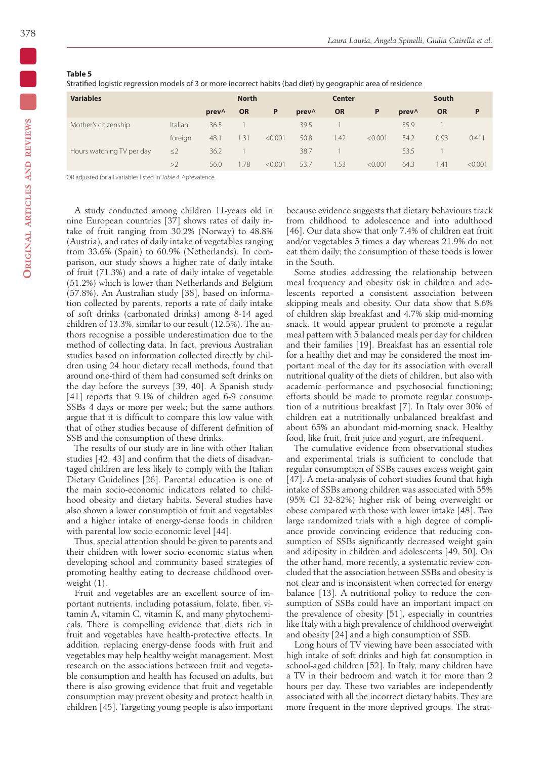**Table 5**
Stratified logistic regression models of 3 or more incorrect habits (bad diet) by geographic area of residence

| Variables | | North | | | Center | | | South | | |
|---|---|---|---|---|---|---|---|---|---|---|
| | | prev^ | OR | P | prev^ | OR | P | prev^ | OR | P |
| Mother's citizenship | Italian | 36.5 | 1 | | 39.5 | 1 | | 55.9 | 1 | |
| | foreign | 48.1 | 1.31 | <0.001 | 50.8 | 1.42 | <0.001 | 54.2 | 0.93 | 0.411 |
| Hours watching TV per day | ≤2 | 36.2 | 1 | | 38.7 | 1 | | 53.5 | 1 | |
| | >2 | 56.0 | 1.78 | <0.001 | 53.7 | 1.53 | <0.001 | 64.3 | 1.41 | <0.001 |

OR adjusted for all variables listed in *Table 4*. ^prevalence.

A study conducted among children 11-years old in nine European countries [37] shows rates of daily intake of fruit ranging from 30.2% (Norway) to 48.8% (Austria), and rates of daily intake of vegetables ranging from 33.6% (Spain) to 60.9% (Netherlands). In comparison, our study shows a higher rate of daily intake of fruit (71.3%) and a rate of daily intake of vegetable (51.2%) which is lower than Netherlands and Belgium (57.8%). An Australian study [38], based on information collected by parents, reports a rate of daily intake of soft drinks (carbonated drinks) among 8-14 aged children of 13.3%, similar to our result (12.5%). The authors recognise a possible underestimation due to the method of collecting data. In fact, previous Australian studies based on information collected directly by children using 24 hour dietary recall methods, found that around one-third of them had consumed soft drinks on the day before the surveys [39, 40]. A Spanish study [41] reports that 9.1% of children aged 6-9 consume SSBs 4 days or more per week; but the same authors argue that it is difficult to compare this low value with that of other studies because of different definition of SSB and the consumption of these drinks.

The results of our study are in line with other Italian studies [42, 43] and confirm that the diets of disadvantaged children are less likely to comply with the Italian Dietary Guidelines [26]. Parental education is one of the main socio-economic indicators related to childhood obesity and dietary habits. Several studies have also shown a lower consumption of fruit and vegetables and a higher intake of energy-dense foods in children with parental low socio economic level [44].

Thus, special attention should be given to parents and their children with lower socio economic status when developing school and community based strategies of promoting healthy eating to decrease childhood overweight (1).

Fruit and vegetables are an excellent source of important nutrients, including potassium, folate, fiber, vitamin A, vitamin C, vitamin K, and many phytochemicals. There is compelling evidence that diets rich in fruit and vegetables have health-protective effects. In addition, replacing energy-dense foods with fruit and vegetables may help healthy weight management. Most research on the associations between fruit and vegetable consumption and health has focused on adults, but there is also growing evidence that fruit and vegetable consumption may prevent obesity and protect health in children [45]. Targeting young people is also important because evidence suggests that dietary behaviours track from childhood to adolescence and into adulthood [46]. Our data show that only 7.4% of children eat fruit and/or vegetables 5 times a day whereas 21.9% do not eat them daily; the consumption of these foods is lower in the South.

Some studies addressing the relationship between meal frequency and obesity risk in children and adolescents reported a consistent association between skipping meals and obesity. Our data show that 8.6% of children skip breakfast and 4.7% skip mid-morning snack. It would appear prudent to promote a regular meal pattern with 5 balanced meals per day for children and their families [19]. Breakfast has an essential role for a healthy diet and may be considered the most important meal of the day for its association with overall nutritional quality of the diets of children, but also with academic performance and psychosocial functioning; efforts should be made to promote regular consumption of a nutritious breakfast [7]. In Italy over 30% of children eat a nutritionally unbalanced breakfast and about 65% an abundant mid-morning snack. Healthy food, like fruit, fruit juice and yogurt, are infrequent.

The cumulative evidence from observational studies and experimental trials is sufficient to conclude that regular consumption of SSBs causes excess weight gain [47]. A meta-analysis of cohort studies found that high intake of SSBs among children was associated with 55% (95% CI 32-82%) higher risk of being overweight or obese compared with those with lower intake [48]. Two large randomized trials with a high degree of compliance provide convincing evidence that reducing consumption of SSBs significantly decreased weight gain and adiposity in children and adolescents [49, 50]. On the other hand, more recently, a systematic review concluded that the association between SSBs and obesity is not clear and is inconsistent when corrected for energy balance [13]. A nutritional policy to reduce the consumption of SSBs could have an important impact on the prevalence of obesity [51], especially in countries like Italy with a high prevalence of childhood overweight and obesity [24] and a high consumption of SSB.

Long hours of TV viewing have been associated with high intake of soft drinks and high fat consumption in school-aged children [52]. In Italy, many children have a TV in their bedroom and watch it for more than 2 hours per day. These two variables are independently associated with all the incorrect dietary habits. They are more frequent in the more deprived groups. The strat-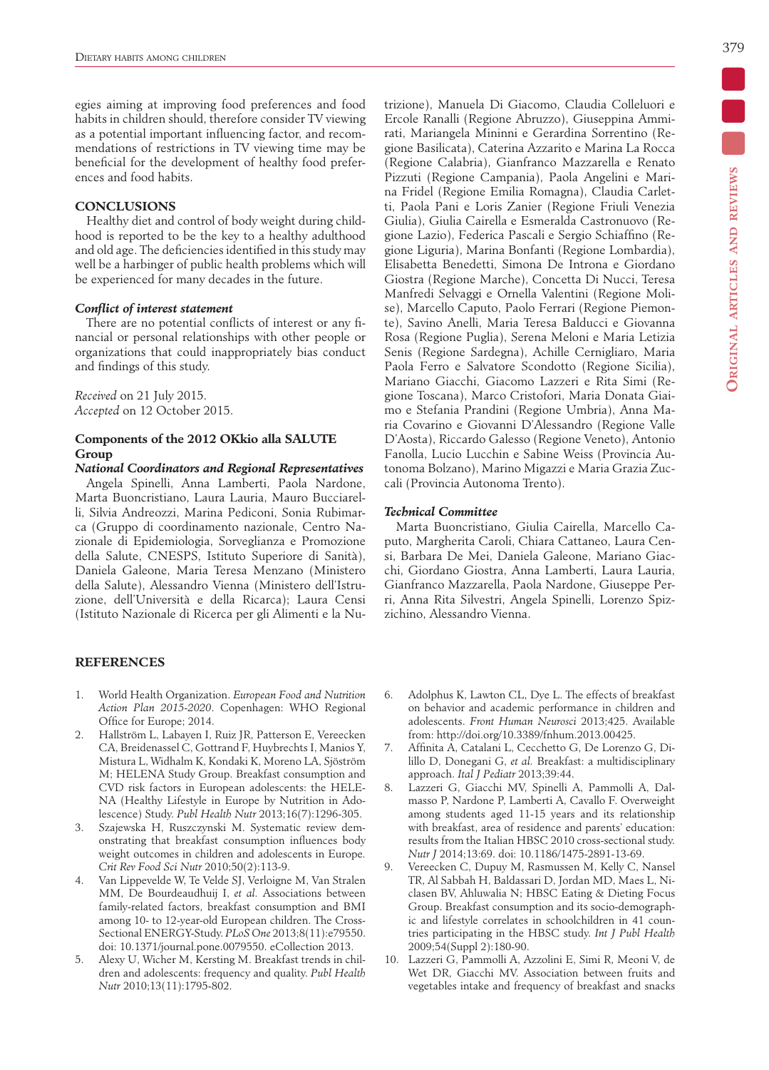egies aiming at improving food preferences and food habits in children should, therefore consider TV viewing as a potential important influencing factor, and recommendations of restrictions in TV viewing time may be beneficial for the development of healthy food preferences and food habits.

## CONCLUSIONS

Healthy diet and control of body weight during childhood is reported to be the key to a healthy adulthood and old age. The deficiencies identified in this study may well be a harbinger of public health problems which will be experienced for many decades in the future.

### *Conflict of interest statement*

There are no potential conflicts of interest or any financial or personal relationships with other people or organizations that could inappropriately bias conduct and findings of this study.

*Received* on 21 July 2015.
*Accepted* on 12 October 2015.

### Components of the 2012 OKkio alla SALUTE Group

#### *National Coordinators and Regional Representatives*

Angela Spinelli, Anna Lamberti, Paola Nardone, Marta Buoncristiano, Laura Lauria, Mauro Bucciarelli, Silvia Andreozzi, Marina Pediconi, Sonia Rubimarca (Gruppo di coordinamento nazionale, Centro Nazionale di Epidemiologia, Sorveglianza e Promozione della Salute, CNESPS, Istituto Superiore di Sanità), Daniela Galeone, Maria Teresa Menzano (Ministero della Salute), Alessandro Vienna (Ministero dell'Istruzione, dell'Università e della Ricarca); Laura Censi (Istituto Nazionale di Ricerca per gli Alimenti e la Nutrizione), Manuela Di Giacomo, Claudia Colleluori e Ercole Ranalli (Regione Abruzzo), Giuseppina Ammirati, Mariangela Mininni e Gerardina Sorrentino (Regione Basilicata), Caterina Azzarito e Marina La Rocca (Regione Calabria), Gianfranco Mazzarella e Renato Pizzuti (Regione Campania), Paola Angelini e Marina Fridel (Regione Emilia Romagna), Claudia Carletti, Paola Pani e Loris Zanier (Regione Friuli Venezia Giulia), Giulia Cairella e Esmeralda Castronuovo (Regione Lazio), Federica Pascali e Sergio Schiaffino (Regione Liguria), Marina Bonfanti (Regione Lombardia), Elisabetta Benedetti, Simona De Introna e Giordano Giostra (Regione Marche), Concetta Di Nucci, Teresa Manfredi Selvaggi e Ornella Valentini (Regione Molise), Marcello Caputo, Paolo Ferrari (Regione Piemonte), Savino Anelli, Maria Teresa Balducci e Giovanna Rosa (Regione Puglia), Serena Meloni e Maria Letizia Senis (Regione Sardegna), Achille Cernigliaro, Maria Paola Ferro e Salvatore Scondotto (Regione Sicilia), Mariano Giacchi, Giacomo Lazzeri e Rita Simi (Regione Toscana), Marco Cristofori, Maria Donata Giaimo e Stefania Prandini (Regione Umbria), Anna Maria Covarino e Giovanni D'Alessandro (Regione Valle D'Aosta), Riccardo Galesso (Regione Veneto), Antonio Fanolla, Lucio Lucchin e Sabine Weiss (Provincia Autonoma Bolzano), Marino Migazzi e Maria Grazia Zuccali (Provincia Autonoma Trento).

#### *Technical Committee*

Marta Buoncristiano, Giulia Cairella, Marcello Caputo, Margherita Caroli, Chiara Cattaneo, Laura Censi, Barbara De Mei, Daniela Galeone, Mariano Giacchi, Giordano Giostra, Anna Lamberti, Laura Lauria, Gianfranco Mazzarella, Paola Nardone, Giuseppe Perri, Anna Rita Silvestri, Angela Spinelli, Lorenzo Spizzichino, Alessandro Vienna.

## REFERENCES

1. World Health Organization. *European Food and Nutrition Action Plan 2015-2020*. Copenhagen: WHO Regional Office for Europe; 2014.
2. Hallström L, Labayen I, Ruiz JR, Patterson E, Vereecken CA, Breidenassel C, Gottrand F, Huybrechts I, Manios Y, Mistura L, Widhalm K, Kondaki K, Moreno LA, Sjöström M; HELENA Study Group. Breakfast consumption and CVD risk factors in European adolescents: the HELENA (Healthy Lifestyle in Europe by Nutrition in Adolescence) Study. *Publ Health Nutr* 2013;16(7):1296-305.
3. Szajewska H, Ruszczynski M. Systematic review demonstrating that breakfast consumption influences body weight outcomes in children and adolescents in Europe. *Crit Rev Food Sci Nutr* 2010;50(2):113-9.
4. Van Lippevelde W, Te Velde SJ, Verloigne M, Van Stralen MM, De Bourdeaudhuij I, *et al.* Associations between family-related factors, breakfast consumption and BMI among 10- to 12-year-old European children. The Cross-Sectional ENERGY-Study. *PLoS One* 2013;8(11):e79550. doi: 10.1371/journal.pone.0079550. eCollection 2013.
5. Alexy U, Wicher M, Kersting M. Breakfast trends in children and adolescents: frequency and quality. *Publ Health Nutr* 2010;13(11):1795-802.
6. Adolphus K, Lawton CL, Dye L. The effects of breakfast on behavior and academic performance in children and adolescents. *Front Human Neurosci* 2013;425. Available from: http://doi.org/10.3389/fnhum.2013.00425.
7. Affinita A, Catalani L, Cecchetto G, De Lorenzo G, Dilillo D, Donegani G, *et al.* Breakfast: a multidisciplinary approach. *Ital J Pediatr* 2013;39:44.
8. Lazzeri G, Giacchi MV, Spinelli A, Pammolli A, Dalmasso P, Nardone P, Lamberti A, Cavallo F. Overweight among students aged 11-15 years and its relationship with breakfast, area of residence and parents' education: results from the Italian HBSC 2010 cross-sectional study. *Nutr J* 2014;13:69. doi: 10.1186/1475-2891-13-69.
9. Vereecken C, Dupuy M, Rasmussen M, Kelly C, Nansel TR, Al Sabbah H, Baldassari D, Jordan MD, Maes L, Niclasen BV, Ahluwalia N; HBSC Eating & Dieting Focus Group. Breakfast consumption and its socio-demographic and lifestyle correlates in schoolchildren in 41 countries participating in the HBSC study. *Int J Publ Health* 2009;54(Suppl 2):180-90.
10. Lazzeri G, Pammolli A, Azzolini E, Simi R, Meoni V, de Wet DR, Giacchi MV. Association between fruits and vegetables intake and frequency of breakfast and snacks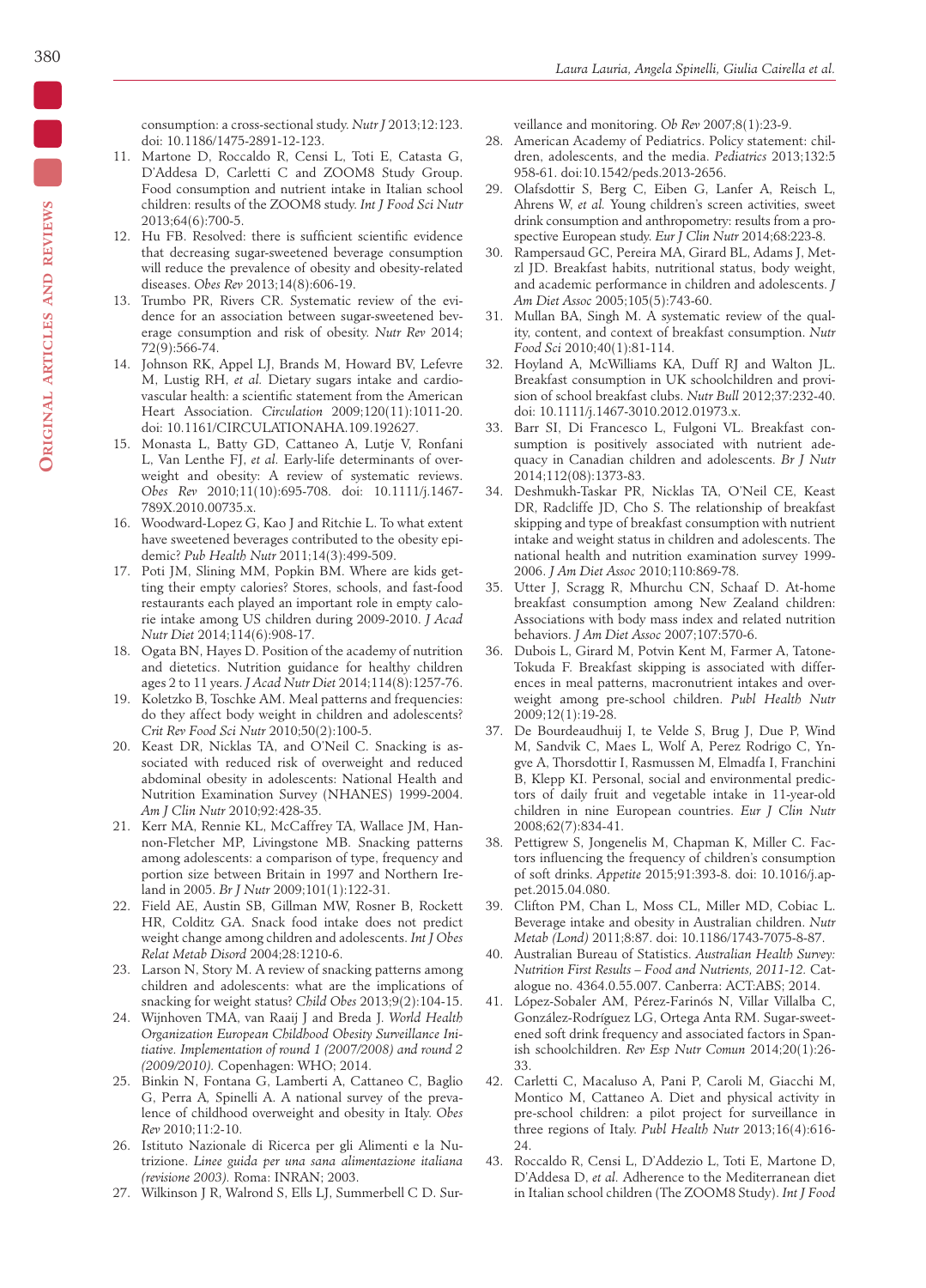consumption: a cross-sectional study. *Nutr J* 2013;12:123. doi: 10.1186/1475-2891-12-123.

11. Martone D, Roccaldo R, Censi L, Toti E, Catasta G, D'Addesa D, Carletti C and ZOOM8 Study Group. Food consumption and nutrient intake in Italian school children: results of the ZOOM8 study. *Int J Food Sci Nutr* 2013;64(6):700-5.
12. Hu FB. Resolved: there is sufficient scientific evidence that decreasing sugar-sweetened beverage consumption will reduce the prevalence of obesity and obesity-related diseases. *Obes Rev* 2013;14(8):606-19.
13. Trumbo PR, Rivers CR. Systematic review of the evidence for an association between sugar-sweetened beverage consumption and risk of obesity. *Nutr Rev* 2014; 72(9):566-74.
14. Johnson RK, Appel LJ, Brands M, Howard BV, Lefevre M, Lustig RH, *et al.* Dietary sugars intake and cardiovascular health: a scientific statement from the American Heart Association. *Circulation* 2009;120(11):1011-20. doi: 10.1161/CIRCULATIONAHA.109.192627.
15. Monasta L, Batty GD, Cattaneo A, Lutje V, Ronfani L, Van Lenthe FJ, *et al.* Early-life determinants of overweight and obesity: A review of systematic reviews. *Obes Rev* 2010;11(10):695-708. doi: 10.1111/j.1467-789X.2010.00735.x.
16. Woodward-Lopez G, Kao J and Ritchie L. To what extent have sweetened beverages contributed to the obesity epidemic? *Pub Health Nutr* 2011;14(3):499-509.
17. Poti JM, Slining MM, Popkin BM. Where are kids getting their empty calories? Stores, schools, and fast-food restaurants each played an important role in empty calorie intake among US children during 2009-2010. *J Acad Nutr Diet* 2014;114(6):908-17.
18. Ogata BN, Hayes D. Position of the academy of nutrition and dietetics. Nutrition guidance for healthy children ages 2 to 11 years. *J Acad Nutr Diet* 2014;114(8):1257-76.
19. Koletzko B, Toschke AM. Meal patterns and frequencies: do they affect body weight in children and adolescents? *Crit Rev Food Sci Nutr* 2010;50(2):100-5.
20. Keast DR, Nicklas TA, and O'Neil C. Snacking is associated with reduced risk of overweight and reduced abdominal obesity in adolescents: National Health and Nutrition Examination Survey (NHANES) 1999-2004. *Am J Clin Nutr* 2010;92:428-35.
21. Kerr MA, Rennie KL, McCaffrey TA, Wallace JM, Hannon-Fletcher MP, Livingstone MB. Snacking patterns among adolescents: a comparison of type, frequency and portion size between Britain in 1997 and Northern Ireland in 2005. *Br J Nutr* 2009;101(1):122-31.
22. Field AE, Austin SB, Gillman MW, Rosner B, Rockett HR, Colditz GA. Snack food intake does not predict weight change among children and adolescents. *Int J Obes Relat Metab Disord* 2004;28:1210-6.
23. Larson N, Story M. A review of snacking patterns among children and adolescents: what are the implications of snacking for weight status? *Child Obes* 2013;9(2):104-15.
24. Wijnhoven TMA, van Raaij J and Breda J. *World Health Organization European Childhood Obesity Surveillance Initiative. Implementation of round 1 (2007/2008) and round 2 (2009/2010).* Copenhagen: WHO; 2014.
25. Binkin N, Fontana G, Lamberti A, Cattaneo C, Baglio G, Perra A, Spinelli A. A national survey of the prevalence of childhood overweight and obesity in Italy. *Obes Rev* 2010;11:2-10.
26. Istituto Nazionale di Ricerca per gli Alimenti e la Nutrizione. *Linee guida per una sana alimentazione italiana (revisione 2003).* Roma: INRAN; 2003.
27. Wilkinson J R, Walrond S, Ells LJ, Summerbell C D. Surveillance and monitoring. *Ob Rev* 2007;8(1):23-9.
28. American Academy of Pediatrics. Policy statement: children, adolescents, and the media. *Pediatrics* 2013;132:5 958-61. doi:10.1542/peds.2013-2656.
29. Olafsdottir S, Berg C, Eiben G, Lanfer A, Reisch L, Ahrens W, *et al.* Young children's screen activities, sweet drink consumption and anthropometry: results from a prospective European study. *Eur J Clin Nutr* 2014;68:223-8.
30. Rampersaud GC, Pereira MA, Girard BL, Adams J, Metzl JD. Breakfast habits, nutritional status, body weight, and academic performance in children and adolescents. *J Am Diet Assoc* 2005;105(5):743-60.
31. Mullan BA, Singh M. A systematic review of the quality, content, and context of breakfast consumption. *Nutr Food Sci* 2010;40(1):81-114.
32. Hoyland A, McWilliams KA, Duff RJ and Walton JL. Breakfast consumption in UK schoolchildren and provision of school breakfast clubs. *Nutr Bull* 2012;37:232-40. doi: 10.1111/j.1467-3010.2012.01973.x.
33. Barr SI, Di Francesco L, Fulgoni VL. Breakfast consumption is positively associated with nutrient adequacy in Canadian children and adolescents. *Br J Nutr* 2014;112(08):1373-83.
34. Deshmukh-Taskar PR, Nicklas TA, O'Neil CE, Keast DR, Radcliffe JD, Cho S. The relationship of breakfast skipping and type of breakfast consumption with nutrient intake and weight status in children and adolescents. The national health and nutrition examination survey 1999-2006. *J Am Diet Assoc* 2010;110:869-78.
35. Utter J, Scragg R, Mhurchu CN, Schaaf D. At-home breakfast consumption among New Zealand children: Associations with body mass index and related nutrition behaviors. *J Am Diet Assoc* 2007;107:570-6.
36. Dubois L, Girard M, Potvin Kent M, Farmer A, Tatone-Tokuda F. Breakfast skipping is associated with differences in meal patterns, macronutrient intakes and overweight among pre-school children. *Publ Health Nutr* 2009;12(1):19-28.
37. De Bourdeaudhuij I, te Velde S, Brug J, Due P, Wind M, Sandvik C, Maes L, Wolf A, Perez Rodrigo C, Yngve A, Thorsdottir I, Rasmussen M, Elmadfa I, Franchini B, Klepp KI. Personal, social and environmental predictors of daily fruit and vegetable intake in 11-year-old children in nine European countries. *Eur J Clin Nutr* 2008;62(7):834-41.
38. Pettigrew S, Jongenelis M, Chapman K, Miller C. Factors influencing the frequency of children's consumption of soft drinks. *Appetite* 2015;91:393-8. doi: 10.1016/j.appet.2015.04.080.
39. Clifton PM, Chan L, Moss CL, Miller MD, Cobiac L. Beverage intake and obesity in Australian children. *Nutr Metab (Lond)* 2011;8:87. doi: 10.1186/1743-7075-8-87.
40. Australian Bureau of Statistics. *Australian Health Survey: Nutrition First Results – Food and Nutrients, 2011-12.* Catalogue no. 4364.0.55.007. Canberra: ACT:ABS; 2014.
41. López-Sobaler AM, Pérez-Farinós N, Villar Villalba C, González-Rodríguez LG, Ortega Anta RM. Sugar-sweetened soft drink frequency and associated factors in Spanish schoolchildren. *Rev Esp Nutr Comun* 2014;20(1):26-33.
42. Carletti C, Macaluso A, Pani P, Caroli M, Giacchi M, Montico M, Cattaneo A. Diet and physical activity in pre-school children: a pilot project for surveillance in three regions of Italy. *Publ Health Nutr* 2013;16(4):616-24.
43. Roccaldo R, Censi L, D'Addezio L, Toti E, Martone D, D'Addesa D, *et al.* Adherence to the Mediterranean diet in Italian school children (The ZOOM8 Study). *Int J Food*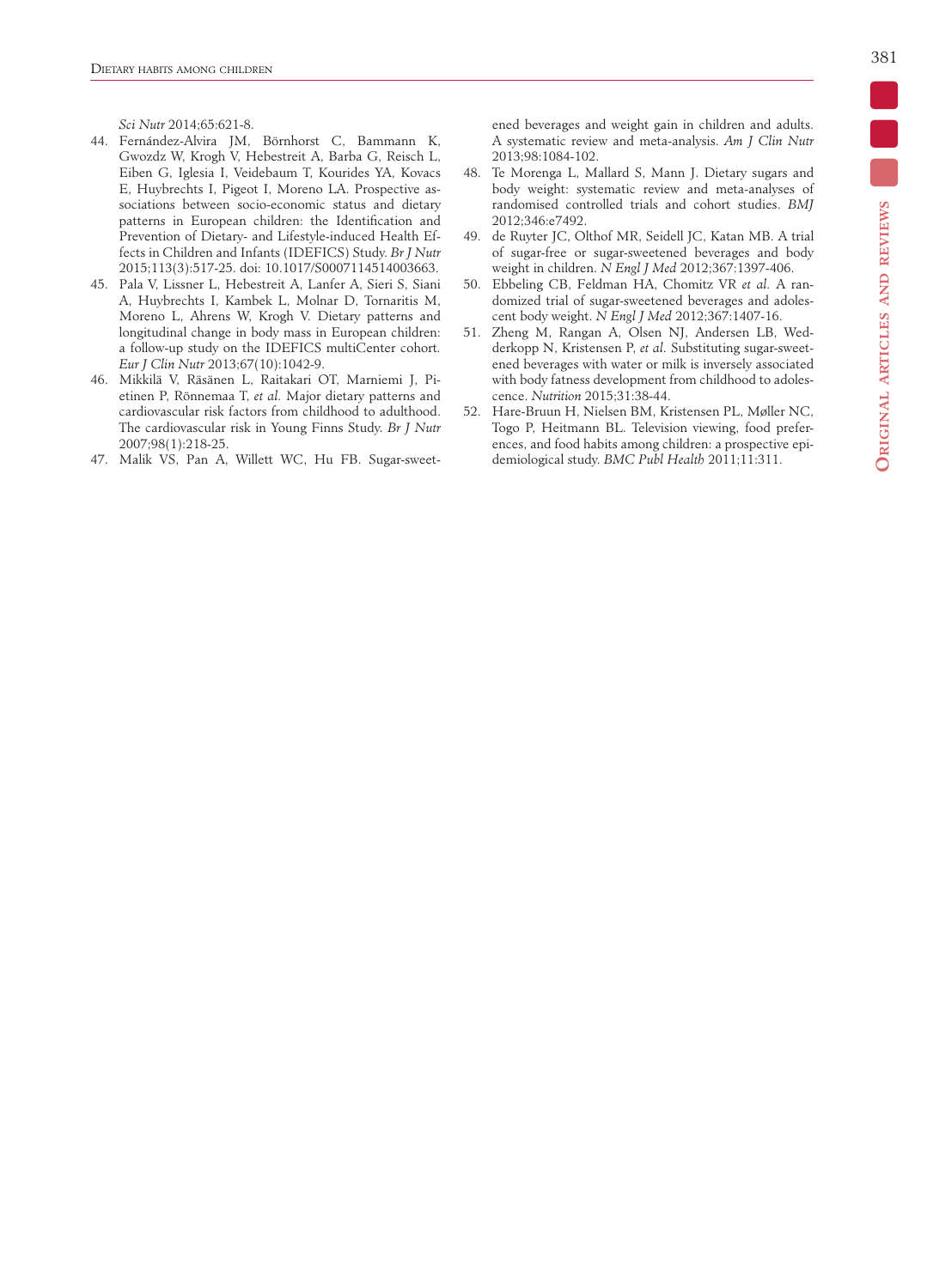*Sci Nutr* 2014;65:621-8.

44. Fernández-Alvira JM, Börnhorst C, Bammann K, Gwozdz W, Krogh V, Hebestreit A, Barba G, Reisch L, Eiben G, Iglesia I, Veidebaum T, Kourides YA, Kovacs E, Huybrechts I, Pigeot I, Moreno LA. Prospective associations between socio-economic status and dietary patterns in European children: the Identification and Prevention of Dietary- and Lifestyle-induced Health Effects in Children and Infants (IDEFICS) Study. *Br J Nutr* 2015;113(3):517-25. doi: 10.1017/S0007114514003663.
45. Pala V, Lissner L, Hebestreit A, Lanfer A, Sieri S, Siani A, Huybrechts I, Kambek L, Molnar D, Tornaritis M, Moreno L, Ahrens W, Krogh V. Dietary patterns and longitudinal change in body mass in European children: a follow-up study on the IDEFICS multiCenter cohort. *Eur J Clin Nutr* 2013;67(10):1042-9.
46. Mikkilä V, Räsänen L, Raitakari OT, Marniemi J, Pietinen P, Rönnemaa T, *et al.* Major dietary patterns and cardiovascular risk factors from childhood to adulthood. The cardiovascular risk in Young Finns Study. *Br J Nutr* 2007;98(1):218-25.
47. Malik VS, Pan A, Willett WC, Hu FB. Sugar-sweetened beverages and weight gain in children and adults. A systematic review and meta-analysis. *Am J Clin Nutr* 2013;98:1084-102.
48. Te Morenga L, Mallard S, Mann J. Dietary sugars and body weight: systematic review and meta-analyses of randomised controlled trials and cohort studies. *BMJ* 2012;346:e7492.
49. de Ruyter JC, Olthof MR, Seidell JC, Katan MB. A trial of sugar-free or sugar-sweetened beverages and body weight in children. *N Engl J Med* 2012;367:1397-406.
50. Ebbeling CB, Feldman HA, Chomitz VR *et al.* A randomized trial of sugar-sweetened beverages and adolescent body weight. *N Engl J Med* 2012;367:1407-16.
51. Zheng M, Rangan A, Olsen NJ, Andersen LB, Wedderkopp N, Kristensen P, *et al.* Substituting sugar-sweetened beverages with water or milk is inversely associated with body fatness development from childhood to adolescence. *Nutrition* 2015;31:38-44.
52. Hare-Bruun H, Nielsen BM, Kristensen PL, Møller NC, Togo P, Heitmann BL. Television viewing, food preferences, and food habits among children: a prospective epidemiological study. *BMC Publ Health* 2011;11:311.